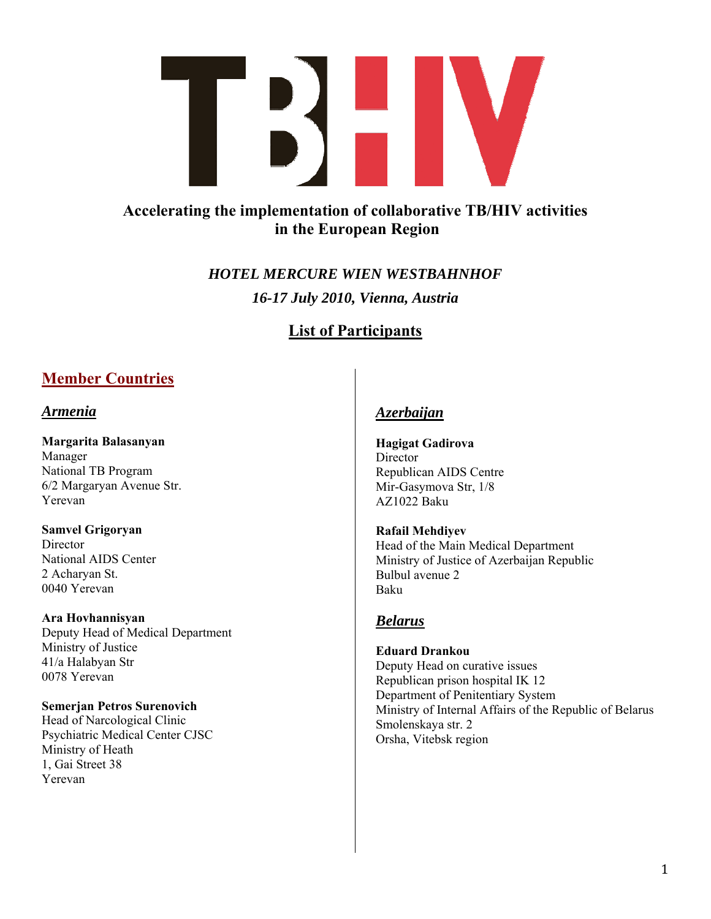# TB HIV

**Accelerating the implementation of collaborative TB/HIV activities in the European Region**

***HOTEL MERCURE WIEN WESTBAHNHOF***

***16-17 July 2010, Vienna, Austria***

## List of Participants

## Member Countries

### *Armenia*

**Margarita Balasanyan**
Manager
National TB Program
6/2 Margaryan Avenue Str.
Yerevan

**Samvel Grigoryan**
Director
National AIDS Center
2 Acharyan St.
0040 Yerevan

**Ara Hovhannisyan**
Deputy Head of Medical Department
Ministry of Justice
41/a Halabyan Str
0078 Yerevan

**Semerjan Petros Surenovich**
Head of Narcological Clinic
Psychiatric Medical Center CJSC
Ministry of Heath
1, Gai Street 38
Yerevan

### *Azerbaijan*

**Hagigat Gadirova**
Director
Republican AIDS Centre
Mir-Gasymova Str, 1/8
AZ1022 Baku

**Rafail Mehdiyev**
Head of the Main Medical Department
Ministry of Justice of Azerbaijan Republic
Bulbul avenue 2
Baku

### *Belarus*

**Eduard Drankou**
Deputy Head on curative issues
Republican prison hospital IK 12
Department of Penitentiary System
Ministry of Internal Affairs of the Republic of Belarus
Smolenskaya str. 2
Orsha, Vitebsk region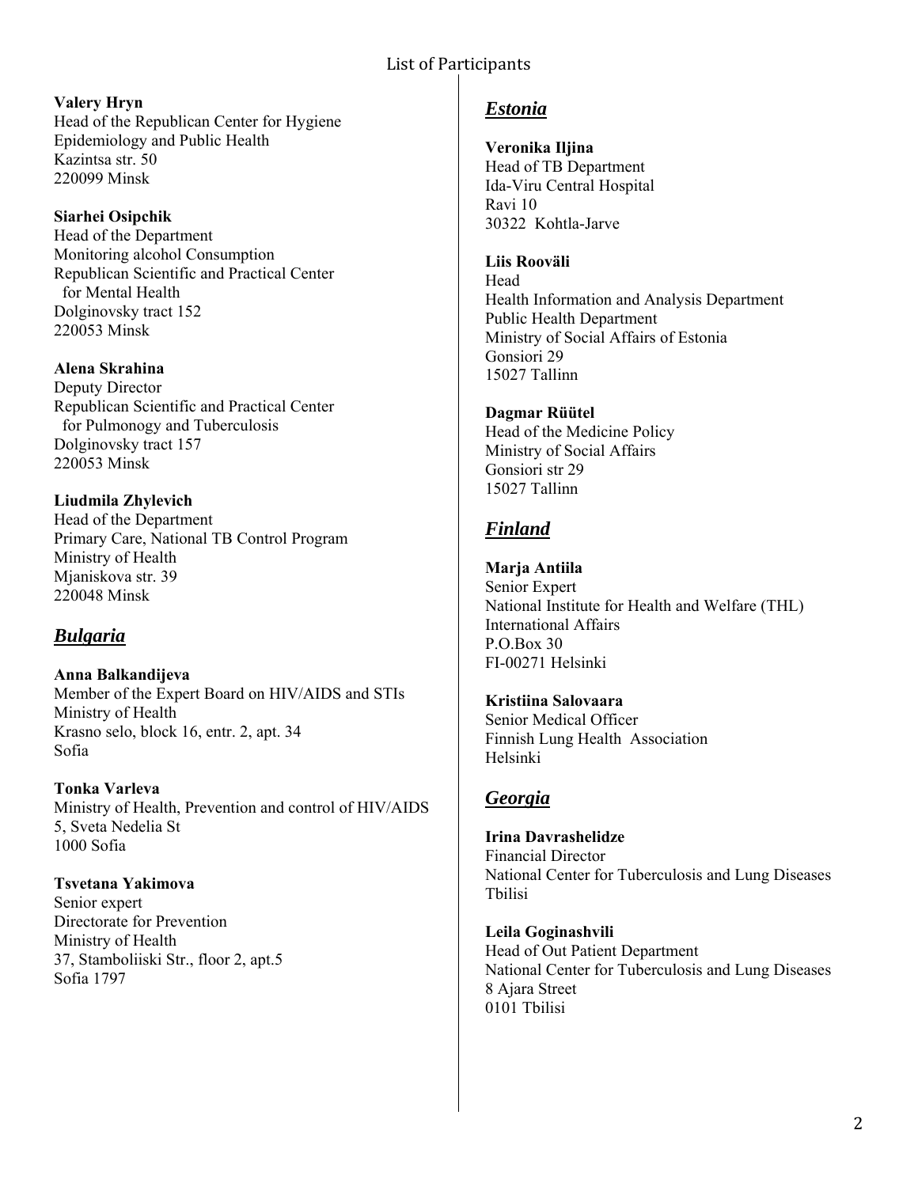**Valery Hryn**
Head of the Republican Center for Hygiene
Epidemiology and Public Health
Kazintsa str. 50
220099 Minsk

**Siarhei Osipchik**
Head of the Department
Monitoring alcohol Consumption
Republican Scientific and Practical Center
for Mental Health
Dolginovsky tract 152
220053 Minsk

**Alena Skrahina**
Deputy Director
Republican Scientific and Practical Center
for Pulmonogy and Tuberculosis
Dolginovsky tract 157
220053 Minsk

**Liudmila Zhylevich**
Head of the Department
Primary Care, National TB Control Program
Ministry of Health
Mjaniskova str. 39
220048 Minsk

## *Bulgaria*

**Anna Balkandijeva**
Member of the Expert Board on HIV/AIDS and STIs
Ministry of Health
Krasno selo, block 16, entr. 2, apt. 34
Sofia

**Tonka Varleva**
Ministry of Health, Prevention and control of HIV/AIDS
5, Sveta Nedelia St
1000 Sofia

**Tsvetana Yakimova**
Senior expert
Directorate for Prevention
Ministry of Health
37, Stamboliiski Str., floor 2, apt.5
Sofia 1797

## *Estonia*

**Veronika Iljina**
Head of TB Department
Ida-Viru Central Hospital
Ravi 10
30322 Kohtla-Jarve

**Liis Rooväli**
Head
Health Information and Analysis Department
Public Health Department
Ministry of Social Affairs of Estonia
Gonsiori 29
15027 Tallinn

**Dagmar Rüütel**
Head of the Medicine Policy
Ministry of Social Affairs
Gonsiori str 29
15027 Tallinn

## *Finland*

**Marja Antiila**
Senior Expert
National Institute for Health and Welfare (THL)
International Affairs
P.O.Box 30
FI-00271 Helsinki

**Kristiina Salovaara**
Senior Medical Officer
Finnish Lung Health Association
Helsinki

## *Georgia*

**Irina Davrashelidze**
Financial Director
National Center for Tuberculosis and Lung Diseases
Tbilisi

**Leila Goginashvili**
Head of Out Patient Department
National Center for Tuberculosis and Lung Diseases
8 Ajara Street
0101 Tbilisi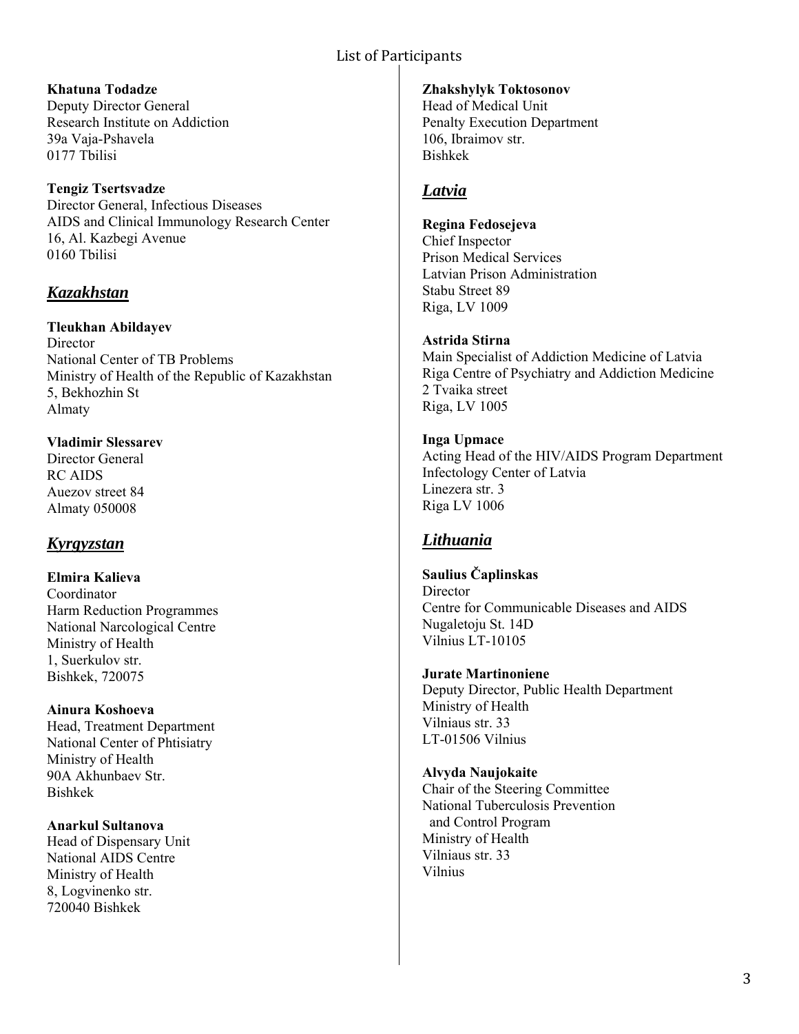**Khatuna Todadze**
Deputy Director General
Research Institute on Addiction
39a Vaja-Pshavela
0177 Tbilisi

**Tengiz Tsertsvadze**
Director General, Infectious Diseases
AIDS and Clinical Immunology Research Center
16, Al. Kazbegi Avenue
0160 Tbilisi

## ***Kazakhstan***

**Tleukhan Abildayev**
Director
National Center of TB Problems
Ministry of Health of the Republic of Kazakhstan
5, Bekhozhin St
Almaty

**Vladimir Slessarev**
Director General
RC AIDS
Auezov street 84
Almaty 050008

## ***Kyrgyzstan***

**Elmira Kalieva**
Coordinator
Harm Reduction Programmes
National Narcological Centre
Ministry of Health
1, Suerkulov str.
Bishkek, 720075

**Ainura Koshoeva**
Head, Treatment Department
National Center of Phtisiatry
Ministry of Health
90A Akhunbaev Str.
Bishkek

**Anarkul Sultanova**
Head of Dispensary Unit
National AIDS Centre
Ministry of Health
8, Logvinenko str.
720040 Bishkek

**Zhakshylyk Toktosonov**
Head of Medical Unit
Penalty Execution Department
106, Ibraimov str.
Bishkek

## ***Latvia***

**Regina Fedosejeva**
Chief Inspector
Prison Medical Services
Latvian Prison Administration
Stabu Street 89
Riga, LV 1009

**Astrida Stirna**
Main Specialist of Addiction Medicine of Latvia
Riga Centre of Psychiatry and Addiction Medicine
2 Tvaika street
Riga, LV 1005

**Inga Upmace**
Acting Head of the HIV/AIDS Program Department
Infectology Center of Latvia
Linezera str. 3
Riga LV 1006

## ***Lithuania***

**Saulius Čaplinskas**
Director
Centre for Communicable Diseases and AIDS
Nugaletoju St. 14D
Vilnius LT-10105

**Jurate Martinoniene**
Deputy Director, Public Health Department
Ministry of Health
Vilniaus str. 33
LT-01506 Vilnius

**Alvyda Naujokaite**
Chair of the Steering Committee
National Tuberculosis Prevention and Control Program
Ministry of Health
Vilniaus str. 33
Vilnius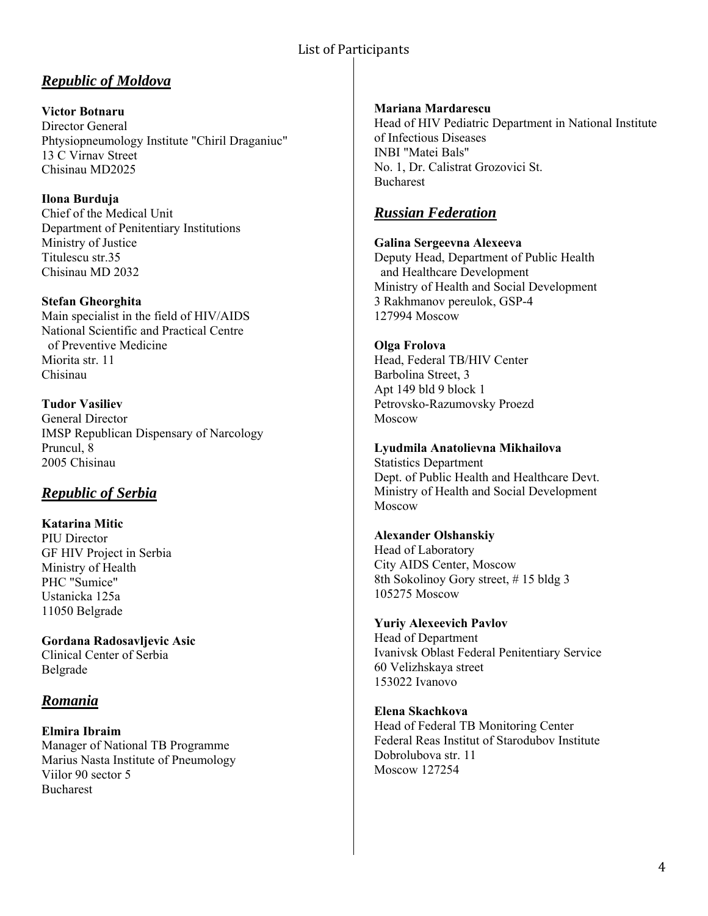## *Republic of Moldova*

**Victor Botnaru**
Director General
Phtysiopneumology Institute "Chiril Draganiuc"
13 C Virnav Street
Chisinau MD2025

**Ilona Burduja**
Chief of the Medical Unit
Department of Penitentiary Institutions
Ministry of Justice
Titulescu str.35
Chisinau MD 2032

**Stefan Gheorghita**
Main specialist in the field of HIV/AIDS
National Scientific and Practical Centre
of Preventive Medicine
Miorita str. 11
Chisinau

**Tudor Vasiliev**
General Director
IMSP Republican Dispensary of Narcology
Pruncul, 8
2005 Chisinau

## *Republic of Serbia*

**Katarina Mitic**
PIU Director
GF HIV Project in Serbia
Ministry of Health
PHC "Sumice"
Ustanicka 125a
11050 Belgrade

**Gordana Radosavljevic Asic**
Clinical Center of Serbia
Belgrade

## *Romania*

**Elmira Ibraim**
Manager of National TB Programme
Marius Nasta Institute of Pneumology
Viilor 90 sector 5
Bucharest

**Mariana Mardarescu**
Head of HIV Pediatric Department in National Institute
of Infectious Diseases
INBI "Matei Bals"
No. 1, Dr. Calistrat Grozovici St.
Bucharest

## *Russian Federation*

**Galina Sergeevna Alexeeva**
Deputy Head, Department of Public Health
and Healthcare Development
Ministry of Health and Social Development
3 Rakhmanov pereulok, GSP-4
127994 Moscow

**Olga Frolova**
Head, Federal TB/HIV Center
Barbolina Street, 3
Apt 149 bld 9 block 1
Petrovsko-Razumovsky Proezd
Moscow

**Lyudmila Anatolievna Mikhailova**
Statistics Department
Dept. of Public Health and Healthcare Devt.
Ministry of Health and Social Development
Moscow

**Alexander Olshanskiy**
Head of Laboratory
City AIDS Center, Moscow
8th Sokolinoy Gory street, # 15 bldg 3
105275 Moscow

**Yuriy Alexeevich Pavlov**
Head of Department
Ivanivsk Oblast Federal Penitentiary Service
60 Velizhskaya street
153022 Ivanovo

**Elena Skachkova**
Head of Federal TB Monitoring Center
Federal Reas Institut of Starodubov Institute
Dobrolubova str. 11
Moscow 127254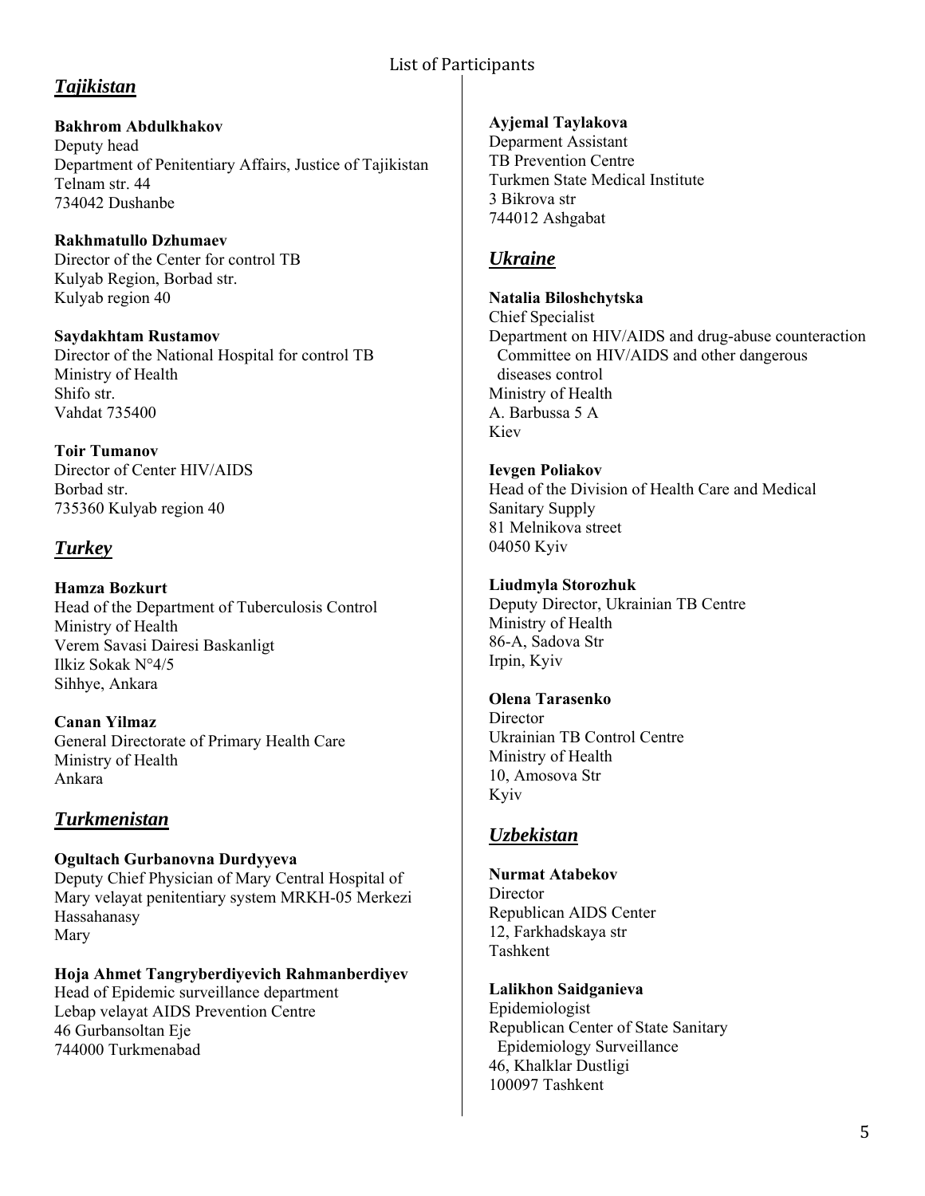## *Tajikistan*

**Bakhrom Abdulkhakov**
Deputy head
Department of Penitentiary Affairs, Justice of Tajikistan
Telnam str. 44
734042 Dushanbe

**Rakhmatullo Dzhumaev**
Director of the Center for control TB
Kulyab Region, Borbad str.
Kulyab region 40

**Saydakhtam Rustamov**
Director of the National Hospital for control TB
Ministry of Health
Shifo str.
Vahdat 735400

**Toir Tumanov**
Director of Center HIV/AIDS
Borbad str.
735360 Kulyab region 40

## *Turkey*

**Hamza Bozkurt**
Head of the Department of Tuberculosis Control
Ministry of Health
Verem Savasi Dairesi Baskanligt
Ilkiz Sokak N°4/5
Sihhye, Ankara

**Canan Yilmaz**
General Directorate of Primary Health Care
Ministry of Health
Ankara

## *Turkmenistan*

**Ogultach Gurbanovna Durdyyeva**
Deputy Chief Physician of Mary Central Hospital of Mary velayat penitentiary system MRKH-05 Merkezi Hassahanasy
Mary

**Hoja Ahmet Tangryberdiyevich Rahmanberdiyev**
Head of Epidemic surveillance department
Lebap velayat AIDS Prevention Centre
46 Gurbansoltan Eje
744000 Turkmenabad

**Ayjemal Taylakova**
Deparment Assistant
TB Prevention Centre
Turkmen State Medical Institute
3 Bikrova str
744012 Ashgabat

## *Ukraine*

**Natalia Biloshchytska**
Chief Specialist
Department on HIV/AIDS and drug-abuse counteraction
Committee on HIV/AIDS and other dangerous diseases control
Ministry of Health
A. Barbussa 5 A
Kiev

**Ievgen Poliakov**
Head of the Division of Health Care and Medical Sanitary Supply
81 Melnikova street
04050 Kyiv

**Liudmyla Storozhuk**
Deputy Director, Ukrainian TB Centre
Ministry of Health
86-A, Sadova Str
Irpin, Kyiv

**Olena Tarasenko**
Director
Ukrainian TB Control Centre
Ministry of Health
10, Amosova Str
Kyiv

## *Uzbekistan*

**Nurmat Atabekov**
Director
Republican AIDS Center
12, Farkhadskaya str
Tashkent

**Lalikhon Saidganieva**
Epidemiologist
Republican Center of State Sanitary Epidemiology Surveillance
46, Khalklar Dustligi
100097 Tashkent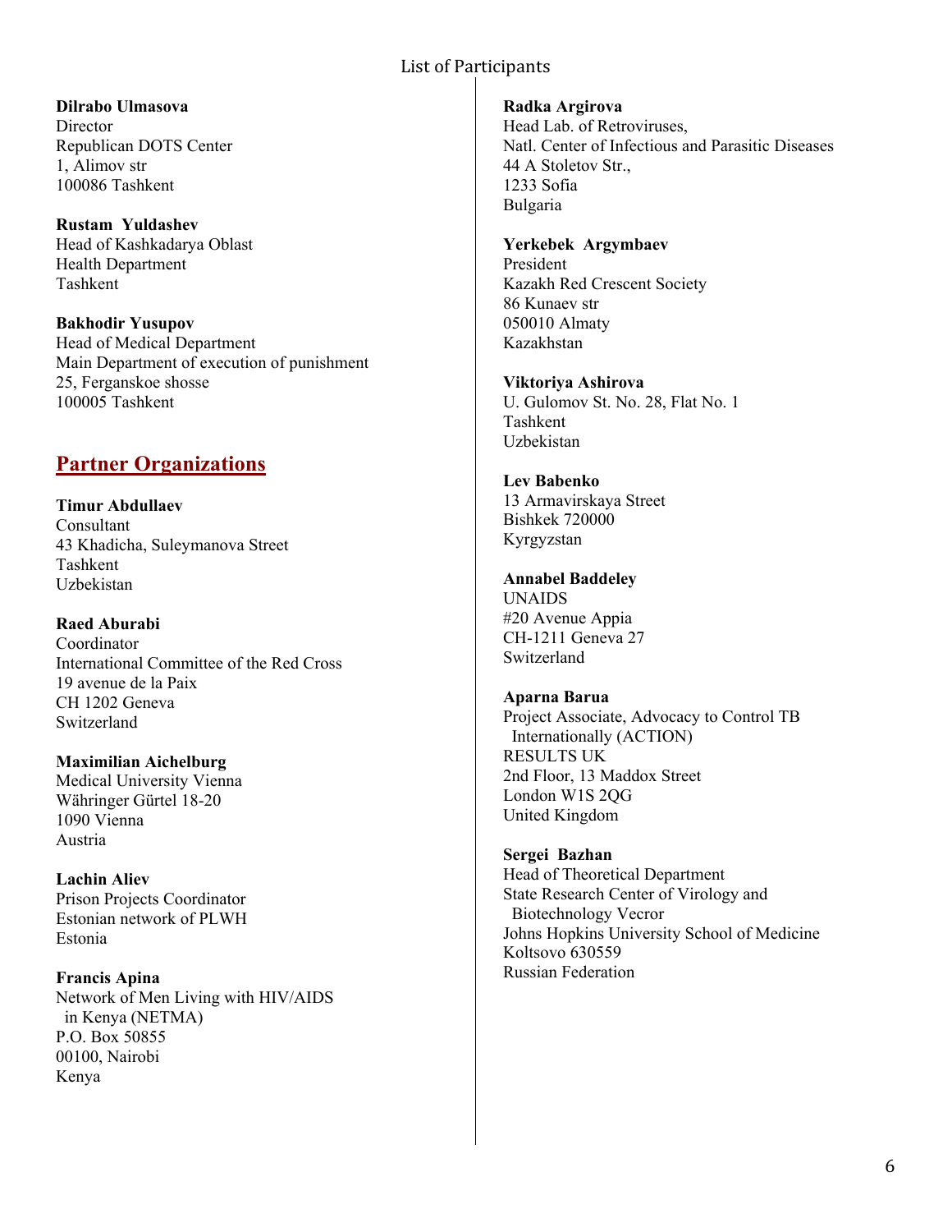**Dilrabo Ulmasova**
Director
Republican DOTS Center
1, Alimov str
100086 Tashkent

**Rustam Yuldashev**
Head of Kashkadarya Oblast
Health Department
Tashkent

**Bakhodir Yusupov**
Head of Medical Department
Main Department of execution of punishment
25, Ferganskoe shosse
100005 Tashkent

## Partner Organizations

**Timur Abdullaev**
Consultant
43 Khadicha, Suleymanova Street
Tashkent
Uzbekistan

**Raed Aburabi**
Coordinator
International Committee of the Red Cross
19 avenue de la Paix
CH 1202 Geneva
Switzerland

**Maximilian Aichelburg**
Medical University Vienna
Währinger Gürtel 18-20
1090 Vienna
Austria

**Lachin Aliev**
Prison Projects Coordinator
Estonian network of PLWH
Estonia

**Francis Apina**
Network of Men Living with HIV/AIDS in Kenya (NETMA)
P.O. Box 50855
00100, Nairobi
Kenya

**Radka Argirova**
Head Lab. of Retroviruses,
Natl. Center of Infectious and Parasitic Diseases
44 A Stoletov Str.,
1233 Sofia
Bulgaria

**Yerkebek Argymbaev**
President
Kazakh Red Crescent Society
86 Kunaev str
050010 Almaty
Kazakhstan

**Viktoriya Ashirova**
U. Gulomov St. No. 28, Flat No. 1
Tashkent
Uzbekistan

**Lev Babenko**
13 Armavirskaya Street
Bishkek 720000
Kyrgyzstan

**Annabel Baddeley**
UNAIDS
#20 Avenue Appia
CH-1211 Geneva 27
Switzerland

**Aparna Barua**
Project Associate, Advocacy to Control TB Internationally (ACTION)
RESULTS UK
2nd Floor, 13 Maddox Street
London W1S 2QG
United Kingdom

**Sergei Bazhan**
Head of Theoretical Department
State Research Center of Virology and Biotechnology Vecror
Johns Hopkins University School of Medicine
Koltsovo 630559
Russian Federation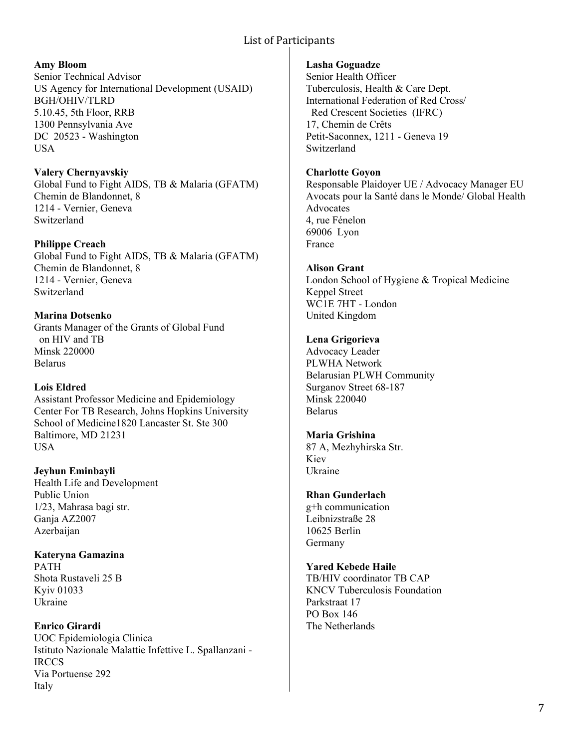## List of Participants

**Amy Bloom**
Senior Technical Advisor
US Agency for International Development (USAID)
BGH/OHIV/TLRD
5.10.45, 5th Floor, RRB
1300 Pennsylvania Ave
DC 20523 - Washington
USA

**Valery Chernyavskiy**
Global Fund to Fight AIDS, TB & Malaria (GFATM)
Chemin de Blandonnet, 8
1214 - Vernier, Geneva
Switzerland

**Philippe Creach**
Global Fund to Fight AIDS, TB & Malaria (GFATM)
Chemin de Blandonnet, 8
1214 - Vernier, Geneva
Switzerland

**Marina Dotsenko**
Grants Manager of the Grants of Global Fund on HIV and TB
Minsk 220000
Belarus

**Lois Eldred**
Assistant Professor Medicine and Epidemiology
Center For TB Research, Johns Hopkins University
School of Medicine1820 Lancaster St. Ste 300
Baltimore, MD 21231
USA

**Jeyhun Eminbayli**
Health Life and Development
Public Union
1/23, Mahrasa bagi str.
Ganja AZ2007
Azerbaijan

**Kateryna Gamazina**
PATH
Shota Rustaveli 25 B
Kyiv 01033
Ukraine

**Enrico Girardi**
UOC Epidemiologia Clinica
Istituto Nazionale Malattie Infettive L. Spallanzani - IRCCS
Via Portuense 292
Italy

**Lasha Goguadze**
Senior Health Officer
Tuberculosis, Health & Care Dept.
International Federation of Red Cross/ Red Crescent Societies (IFRC)
17, Chemin de Crêts
Petit-Saconnex, 1211 - Geneva 19
Switzerland

**Charlotte Goyon**
Responsable Plaidoyer UE / Advocacy Manager EU
Avocats pour la Santé dans le Monde/ Global Health Advocates
4, rue Fénelon
69006 Lyon
France

**Alison Grant**
London School of Hygiene & Tropical Medicine
Keppel Street
WC1E 7HT - London
United Kingdom

**Lena Grigorieva**
Advocacy Leader
PLWHA Network
Belarusian PLWH Community
Surganov Street 68-187
Minsk 220040
Belarus

**Maria Grishina**
87 A, Mezhyhirska Str.
Kiev
Ukraine

**Rhan Gunderlach**
g+h communication
Leibnizstraße 28
10625 Berlin
Germany

**Yared Kebede Haile**
TB/HIV coordinator TB CAP
KNCV Tuberculosis Foundation
Parkstraat 17
PO Box 146
The Netherlands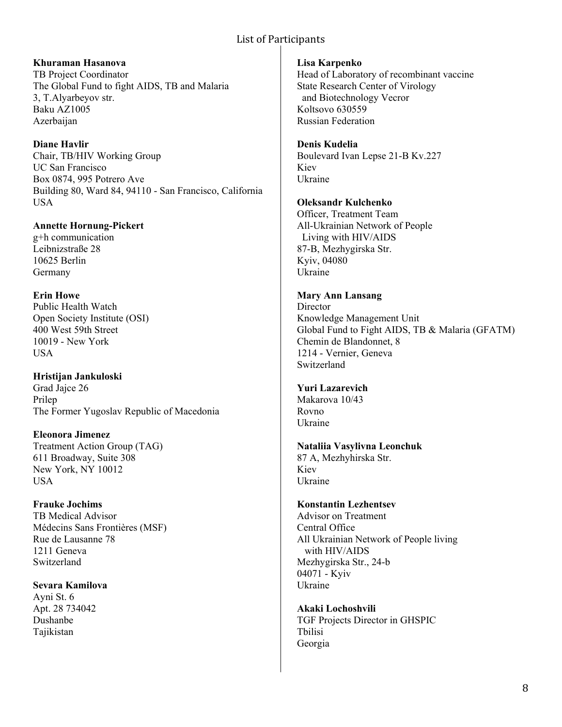# List of Participants

**Khuraman Hasanova**
TB Project Coordinator
The Global Fund to fight AIDS, TB and Malaria
3, T.Alyarbeyov str.
Baku AZ1005
Azerbaijan

**Diane Havlir**
Chair, TB/HIV Working Group
UC San Francisco
Box 0874, 995 Potrero Ave
Building 80, Ward 84, 94110 - San Francisco, California
USA

**Annette Hornung-Pickert**
g+h communication
Leibnizstraße 28
10625 Berlin
Germany

**Erin Howe**
Public Health Watch
Open Society Institute (OSI)
400 West 59th Street
10019 - New York
USA

**Hristijan Jankuloski**
Grad Jajce 26
Prilep
The Former Yugoslav Republic of Macedonia

**Eleonora Jimenez**
Treatment Action Group (TAG)
611 Broadway, Suite 308
New York, NY 10012
USA

**Frauke Jochims**
TB Medical Advisor
Médecins Sans Frontières (MSF)
Rue de Lausanne 78
1211 Geneva
Switzerland

**Sevara Kamilova**
Ayni St. 6
Apt. 28 734042
Dushanbe
Tajikistan

**Lisa Karpenko**
Head of Laboratory of recombinant vaccine
State Research Center of Virology
and Biotechnology Vecror
Koltsovo 630559
Russian Federation

**Denis Kudelia**
Boulevard Ivan Lepse 21-B Kv.227
Kiev
Ukraine

**Oleksandr Kulchenko**
Officer, Treatment Team
All-Ukrainian Network of People
Living with HIV/AIDS
87-B, Mezhygirska Str.
Kyiv, 04080
Ukraine

**Mary Ann Lansang**
Director
Knowledge Management Unit
Global Fund to Fight AIDS, TB & Malaria (GFATM)
Chemin de Blandonnet, 8
1214 - Vernier, Geneva
Switzerland

**Yuri Lazarevich**
Makarova 10/43
Rovno
Ukraine

**Nataliia Vasylivna Leonchuk**
87 A, Mezhyhirska Str.
Kiev
Ukraine

**Konstantin Lezhentsev**
Advisor on Treatment
Central Office
All Ukrainian Network of People living
with HIV/AIDS
Mezhygirska Str., 24-b
04071 - Kyiv
Ukraine

**Akaki Lochoshvili**
TGF Projects Director in GHSPIC
Tbilisi
Georgia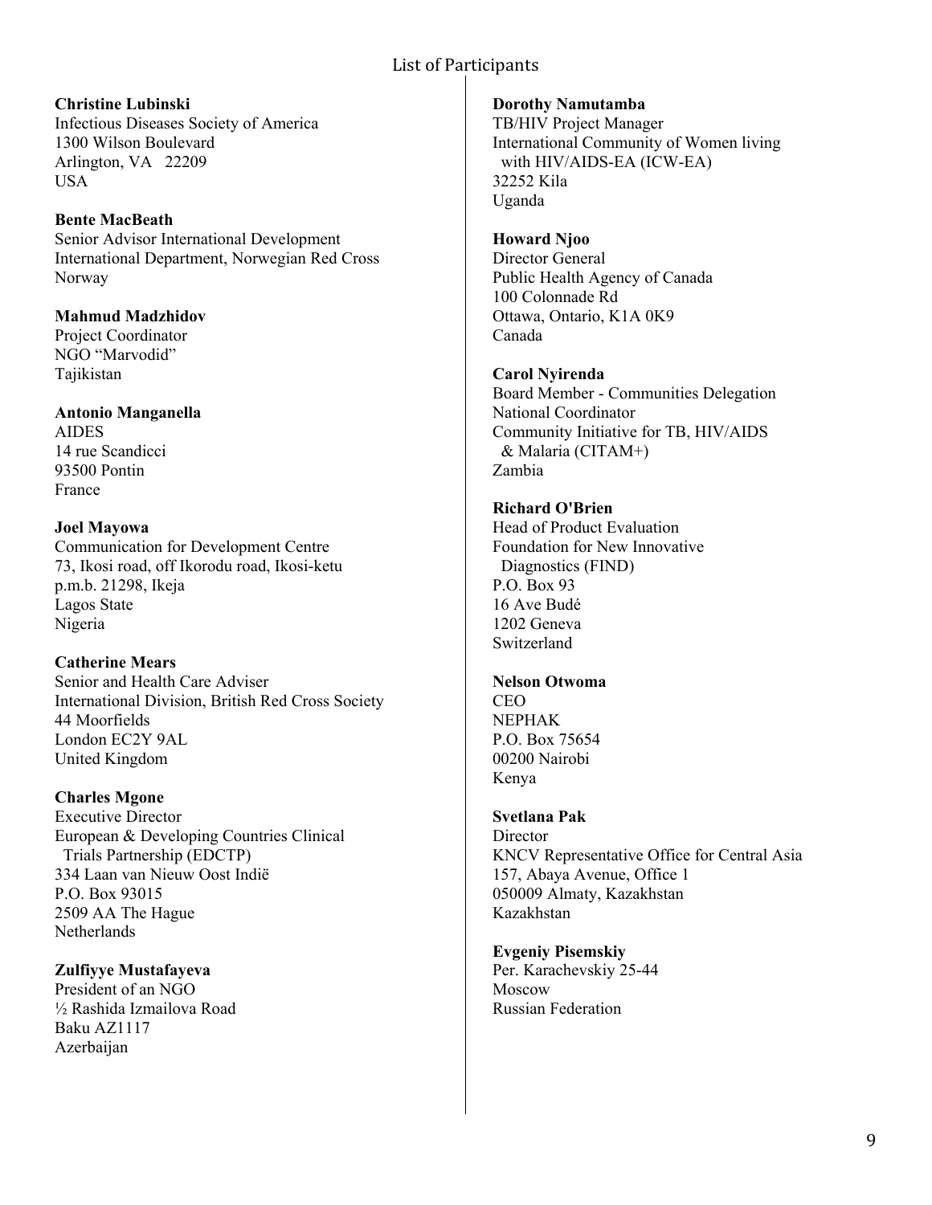## List of Participants

**Christine Lubinski**
Infectious Diseases Society of America
1300 Wilson Boulevard
Arlington, VA 22209
USA

**Bente MacBeath**
Senior Advisor International Development
International Department, Norwegian Red Cross
Norway

**Mahmud Madzhidov**
Project Coordinator
NGO "Marvodid"
Tajikistan

**Antonio Manganella**
AIDES
14 rue Scandicci
93500 Pontin
France

**Joel Mayowa**
Communication for Development Centre
73, Ikosi road, off Ikorodu road, Ikosi-ketu
p.m.b. 21298, Ikeja
Lagos State
Nigeria

**Catherine Mears**
Senior and Health Care Adviser
International Division, British Red Cross Society
44 Moorfields
London EC2Y 9AL
United Kingdom

**Charles Mgone**
Executive Director
European & Developing Countries Clinical Trials Partnership (EDCTP)
334 Laan van Nieuw Oost Indië
P.O. Box 93015
2509 AA The Hague
Netherlands

**Zulfiyye Mustafayeva**
President of an NGO
½ Rashida Izmailova Road
Baku AZ1117
Azerbaijan

**Dorothy Namutamba**
TB/HIV Project Manager
International Community of Women living with HIV/AIDS-EA (ICW-EA)
32252 Kila
Uganda

**Howard Njoo**
Director General
Public Health Agency of Canada
100 Colonnade Rd
Ottawa, Ontario, K1A 0K9
Canada

**Carol Nyirenda**
Board Member - Communities Delegation
National Coordinator
Community Initiative for TB, HIV/AIDS & Malaria (CITAM+)
Zambia

**Richard O'Brien**
Head of Product Evaluation
Foundation for New Innovative Diagnostics (FIND)
P.O. Box 93
16 Ave Budé
1202 Geneva
Switzerland

**Nelson Otwoma**
CEO
NEPHAK
P.O. Box 75654
00200 Nairobi
Kenya

**Svetlana Pak**
Director
KNCV Representative Office for Central Asia
157, Abaya Avenue, Office 1
050009 Almaty, Kazakhstan
Kazakhstan

**Evgeniy Pisemskiy**
Per. Karachevskiy 25-44
Moscow
Russian Federation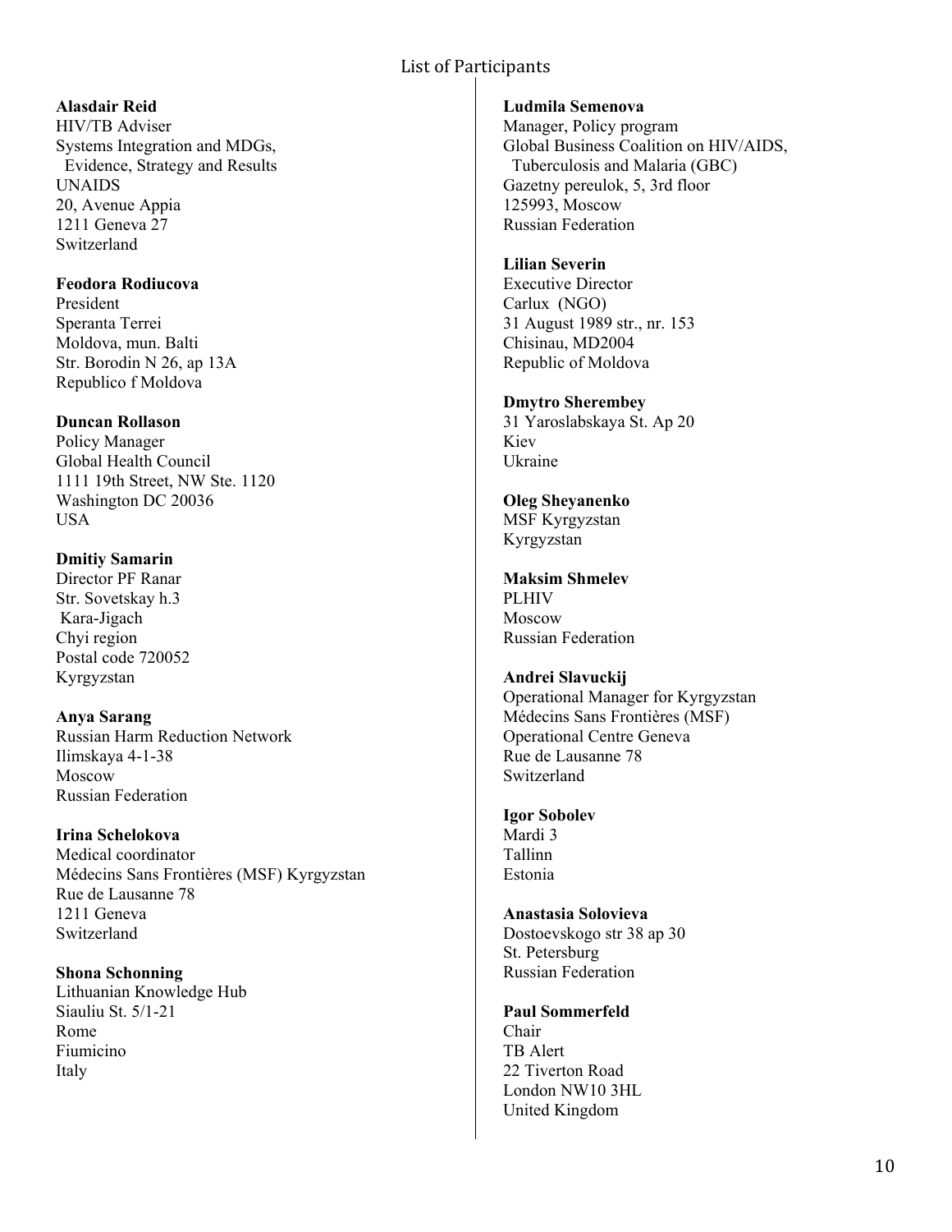List of Participants

**Alasdair Reid**
HIV/TB Adviser
Systems Integration and MDGs,
Evidence, Strategy and Results
UNAIDS
20, Avenue Appia
1211 Geneva 27
Switzerland

**Feodora Rodiucova**
President
Speranta Terrei
Moldova, mun. Balti
Str. Borodin N 26, ap 13A
Republico f Moldova

**Duncan Rollason**
Policy Manager
Global Health Council
1111 19th Street, NW Ste. 1120
Washington DC 20036
USA

**Dmitiy Samarin**
Director PF Ranar
Str. Sovetskay h.3
Kara-Jigach
Chyi region
Postal code 720052
Kyrgyzstan

**Anya Sarang**
Russian Harm Reduction Network
Ilimskaya 4-1-38
Moscow
Russian Federation

**Irina Schelokova**
Medical coordinator
Médecins Sans Frontières (MSF) Kyrgyzstan
Rue de Lausanne 78
1211 Geneva
Switzerland

**Shona Schonning**
Lithuanian Knowledge Hub
Siauliu St. 5/1-21
Rome
Fiumicino
Italy

**Ludmila Semenova**
Manager, Policy program
Global Business Coalition on HIV/AIDS,
Tuberculosis and Malaria (GBC)
Gazetny pereulok, 5, 3rd floor
125993, Moscow
Russian Federation

**Lilian Severin**
Executive Director
Carlux (NGO)
31 August 1989 str., nr. 153
Chisinau, MD2004
Republic of Moldova

**Dmytro Sherembey**
31 Yaroslabskaya St. Ap 20
Kiev
Ukraine

**Oleg Sheyanenko**
MSF Kyrgyzstan
Kyrgyzstan

**Maksim Shmelev**
PLHIV
Moscow
Russian Federation

**Andrei Slavuckij**
Operational Manager for Kyrgyzstan
Médecins Sans Frontières (MSF)
Operational Centre Geneva
Rue de Lausanne 78
Switzerland

**Igor Sobolev**
Mardi 3
Tallinn
Estonia

**Anastasia Solovieva**
Dostoevskogo str 38 ap 30
St. Petersburg
Russian Federation

**Paul Sommerfeld**
Chair
TB Alert
22 Tiverton Road
London NW10 3HL
United Kingdom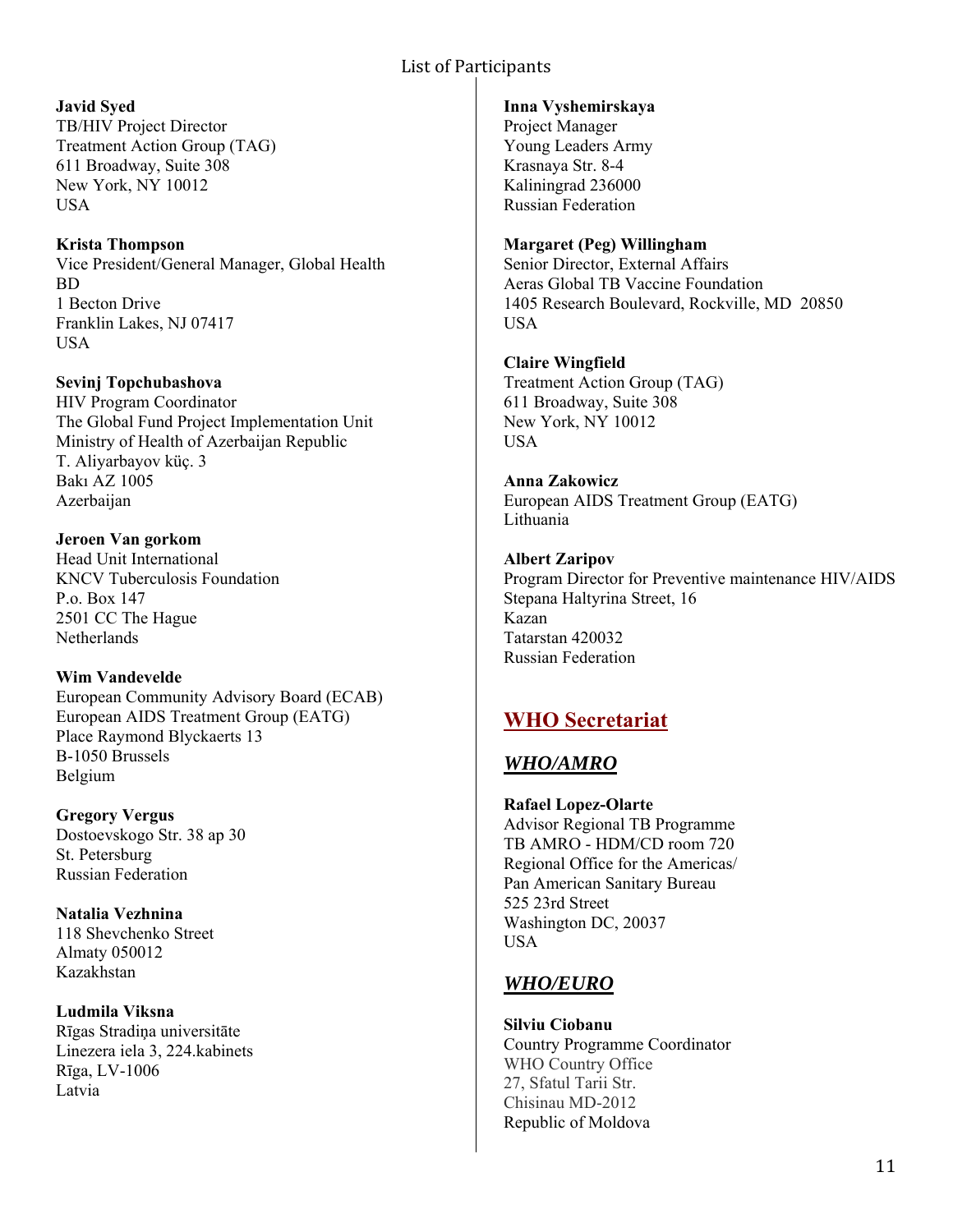**Javid Syed**
TB/HIV Project Director
Treatment Action Group (TAG)
611 Broadway, Suite 308
New York, NY 10012
USA

**Krista Thompson**
Vice President/General Manager, Global Health
BD
1 Becton Drive
Franklin Lakes, NJ 07417
USA

**Sevinj Topchubashova**
HIV Program Coordinator
The Global Fund Project Implementation Unit
Ministry of Health of Azerbaijan Republic
T. Aliyarbayov küç. 3
Bakı AZ 1005
Azerbaijan

**Jeroen Van gorkom**
Head Unit International
KNCV Tuberculosis Foundation
P.o. Box 147
2501 CC The Hague
Netherlands

**Wim Vandevelde**
European Community Advisory Board (ECAB)
European AIDS Treatment Group (EATG)
Place Raymond Blyckaerts 13
B-1050 Brussels
Belgium

**Gregory Vergus**
Dostoevskogo Str. 38 ap 30
St. Petersburg
Russian Federation

**Natalia Vezhnina**
118 Shevchenko Street
Almaty 050012
Kazakhstan

**Ludmila Viksna**
Rīgas Stradiņa universitāte
Linezera iela 3, 224.kabinets
Rīga, LV-1006
Latvia

**Inna Vyshemirskaya**
Project Manager
Young Leaders Army
Krasnaya Str. 8-4
Kaliningrad 236000
Russian Federation

**Margaret (Peg) Willingham**
Senior Director, External Affairs
Aeras Global TB Vaccine Foundation
1405 Research Boulevard, Rockville, MD 20850
USA

**Claire Wingfield**
Treatment Action Group (TAG)
611 Broadway, Suite 308
New York, NY 10012
USA

**Anna Zakowicz**
European AIDS Treatment Group (EATG)
Lithuania

**Albert Zaripov**
Program Director for Preventive maintenance HIV/AIDS
Stepana Haltyrina Street, 16
Kazan
Tatarstan 420032
Russian Federation

## WHO Secretariat

### *WHO/AMRO*

**Rafael Lopez-Olarte**
Advisor Regional TB Programme
TB AMRO - HDM/CD room 720
Regional Office for the Americas/
Pan American Sanitary Bureau
525 23rd Street
Washington DC, 20037
USA

### *WHO/EURO*

**Silviu Ciobanu**
Country Programme Coordinator
WHO Country Office
27, Sfatul Tarii Str.
Chisinau MD-2012
Republic of Moldova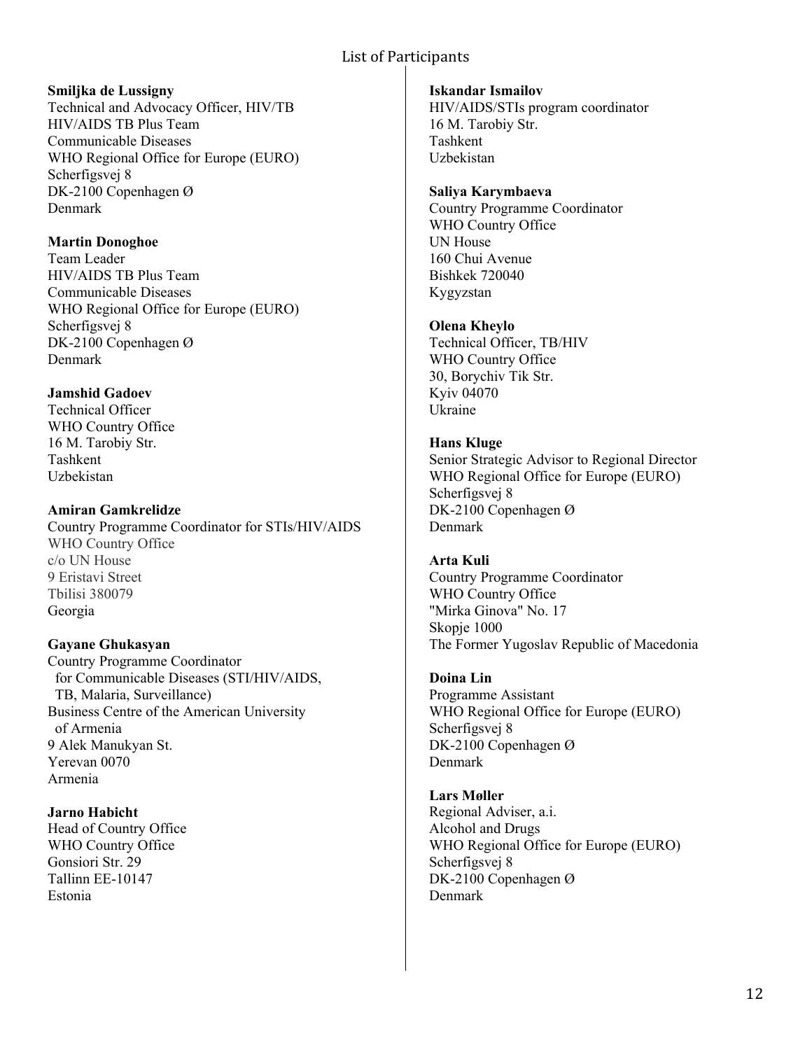## List of Participants

**Smiljka de Lussigny**
Technical and Advocacy Officer, HIV/TB
HIV/AIDS TB Plus Team
Communicable Diseases
WHO Regional Office for Europe (EURO)
Scherfigsvej 8
DK-2100 Copenhagen Ø
Denmark

**Martin Donoghoe**
Team Leader
HIV/AIDS TB Plus Team
Communicable Diseases
WHO Regional Office for Europe (EURO)
Scherfigsvej 8
DK-2100 Copenhagen Ø
Denmark

**Jamshid Gadoev**
Technical Officer
WHO Country Office
16 M. Tarobiy Str.
Tashkent
Uzbekistan

**Amiran Gamkrelidze**
Country Programme Coordinator for STIs/HIV/AIDS
WHO Country Office
c/o UN House
9 Eristavi Street
Tbilisi 380079
Georgia

**Gayane Ghukasyan**
Country Programme Coordinator
for Communicable Diseases (STI/HIV/AIDS, TB, Malaria, Surveillance)
Business Centre of the American University of Armenia
9 Alek Manukyan St.
Yerevan 0070
Armenia

**Jarno Habicht**
Head of Country Office
WHO Country Office
Gonsiori Str. 29
Tallinn EE-10147
Estonia

**Iskandar Ismailov**
HIV/AIDS/STIs program coordinator
16 M. Tarobiy Str.
Tashkent
Uzbekistan

**Saliya Karymbaeva**
Country Programme Coordinator
WHO Country Office
UN House
160 Chui Avenue
Bishkek 720040
Kygyzstan

**Olena Kheylo**
Technical Officer, TB/HIV
WHO Country Office
30, Borychiv Tik Str.
Kyiv 04070
Ukraine

**Hans Kluge**
Senior Strategic Advisor to Regional Director
WHO Regional Office for Europe (EURO)
Scherfigsvej 8
DK-2100 Copenhagen Ø
Denmark

**Arta Kuli**
Country Programme Coordinator
WHO Country Office
"Mirka Ginova" No. 17
Skopje 1000
The Former Yugoslav Republic of Macedonia

**Doina Lin**
Programme Assistant
WHO Regional Office for Europe (EURO)
Scherfigsvej 8
DK-2100 Copenhagen Ø
Denmark

**Lars Møller**
Regional Adviser, a.i.
Alcohol and Drugs
WHO Regional Office for Europe (EURO)
Scherfigsvej 8
DK-2100 Copenhagen Ø
Denmark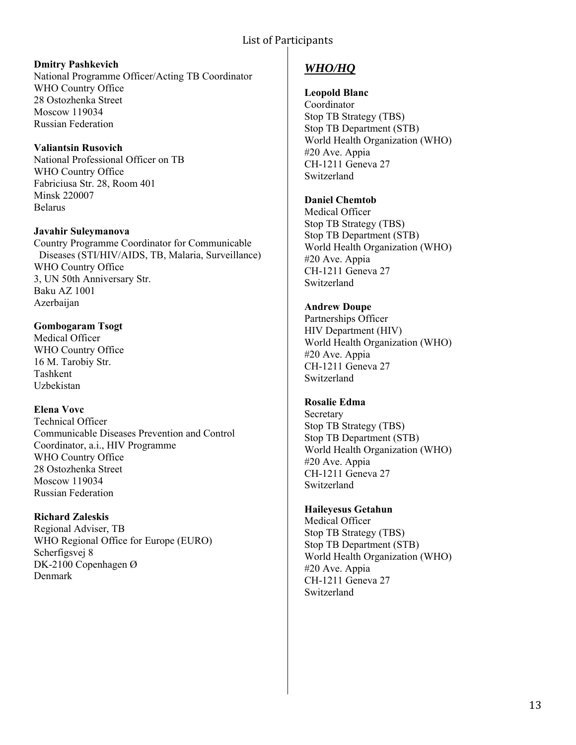**Dmitry Pashkevich**
National Programme Officer/Acting TB Coordinator
WHO Country Office
28 Ostozhenka Street
Moscow 119034
Russian Federation

**Valiantsin Rusovich**
National Professional Officer on TB
WHO Country Office
Fabriciusa Str. 28, Room 401
Minsk 220007
Belarus

**Javahir Suleymanova**
Country Programme Coordinator for Communicable Diseases (STI/HIV/AIDS, TB, Malaria, Surveillance)
WHO Country Office
3, UN 50th Anniversary Str.
Baku AZ 1001
Azerbaijan

**Gombogaram Tsogt**
Medical Officer
WHO Country Office
16 M. Tarobiy Str.
Tashkent
Uzbekistan

**Elena Vovc**
Technical Officer
Communicable Diseases Prevention and Control
Coordinator, a.i., HIV Programme
WHO Country Office
28 Ostozhenka Street
Moscow 119034
Russian Federation

**Richard Zaleskis**
Regional Adviser, TB
WHO Regional Office for Europe (EURO)
Scherfigsvej 8
DK-2100 Copenhagen Ø
Denmark

## *WHO/HQ*

**Leopold Blanc**
Coordinator
Stop TB Strategy (TBS)
Stop TB Department (STB)
World Health Organization (WHO)
#20 Ave. Appia
CH-1211 Geneva 27
Switzerland

**Daniel Chemtob**
Medical Officer
Stop TB Strategy (TBS)
Stop TB Department (STB)
World Health Organization (WHO)
#20 Ave. Appia
CH-1211 Geneva 27
Switzerland

**Andrew Doupe**
Partnerships Officer
HIV Department (HIV)
World Health Organization (WHO)
#20 Ave. Appia
CH-1211 Geneva 27
Switzerland

**Rosalie Edma**
Secretary
Stop TB Strategy (TBS)
Stop TB Department (STB)
World Health Organization (WHO)
#20 Ave. Appia
CH-1211 Geneva 27
Switzerland

**Haileyesus Getahun**
Medical Officer
Stop TB Strategy (TBS)
Stop TB Department (STB)
World Health Organization (WHO)
#20 Ave. Appia
CH-1211 Geneva 27
Switzerland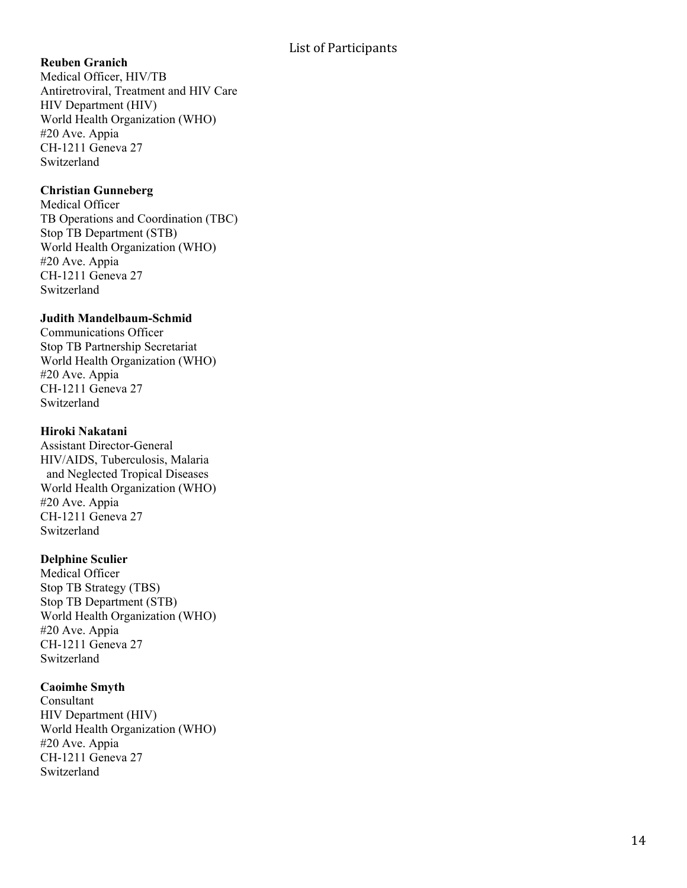List of Participants

**Reuben Granich**
Medical Officer, HIV/TB
Antiretroviral, Treatment and HIV Care
HIV Department (HIV)
World Health Organization (WHO)
#20 Ave. Appia
CH-1211 Geneva 27
Switzerland

**Christian Gunneberg**
Medical Officer
TB Operations and Coordination (TBC)
Stop TB Department (STB)
World Health Organization (WHO)
#20 Ave. Appia
CH-1211 Geneva 27
Switzerland

**Judith Mandelbaum-Schmid**
Communications Officer
Stop TB Partnership Secretariat
World Health Organization (WHO)
#20 Ave. Appia
CH-1211 Geneva 27
Switzerland

**Hiroki Nakatani**
Assistant Director-General
HIV/AIDS, Tuberculosis, Malaria
and Neglected Tropical Diseases
World Health Organization (WHO)
#20 Ave. Appia
CH-1211 Geneva 27
Switzerland

**Delphine Sculier**
Medical Officer
Stop TB Strategy (TBS)
Stop TB Department (STB)
World Health Organization (WHO)
#20 Ave. Appia
CH-1211 Geneva 27
Switzerland

**Caoimhe Smyth**
Consultant
HIV Department (HIV)
World Health Organization (WHO)
#20 Ave. Appia
CH-1211 Geneva 27
Switzerland